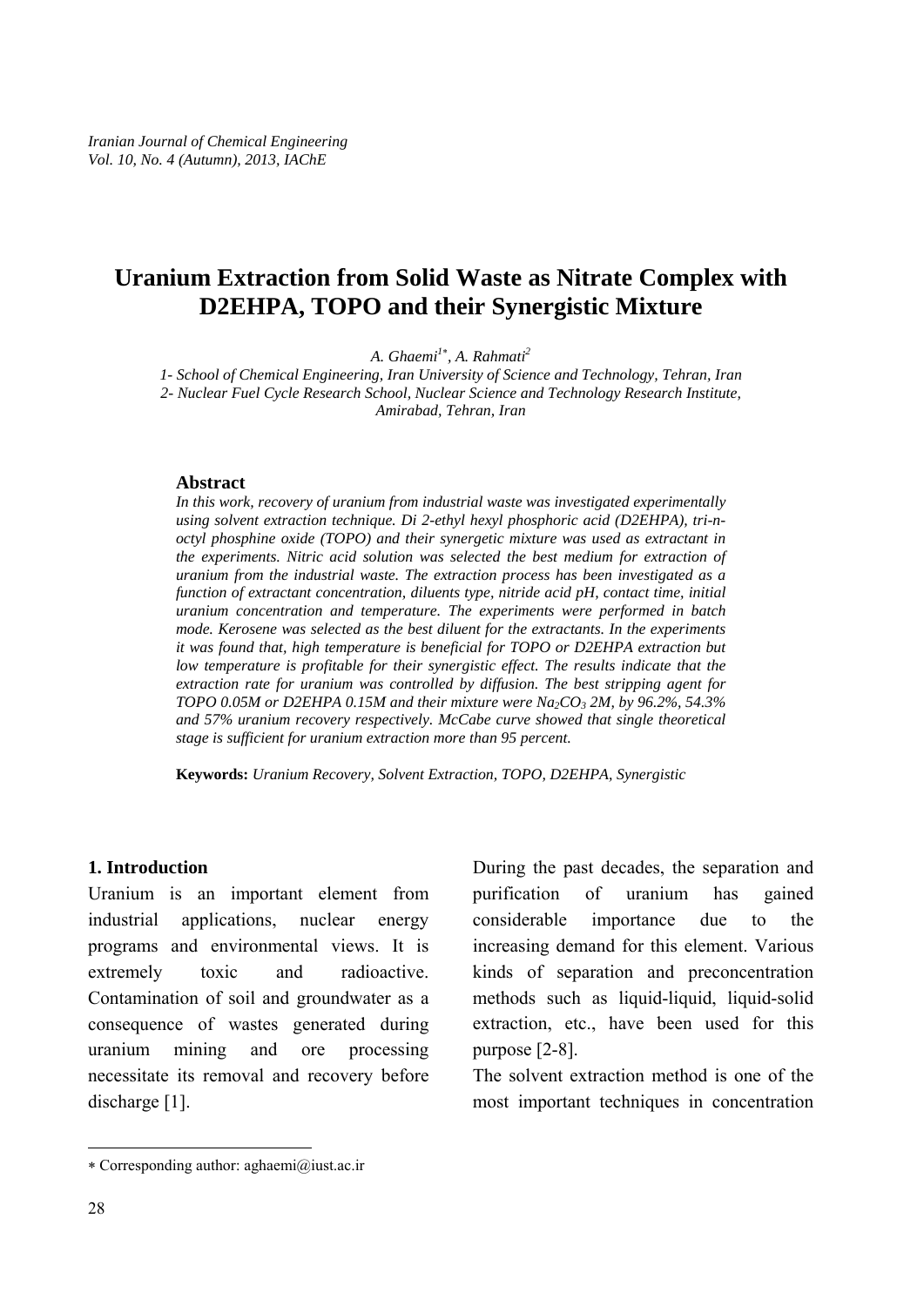// Iranian Journal of Chemical Engineering header - omit? It's journal metadata repeated each page; omit.

# Uranium Extraction from Solid Waste as Nitrate Complex with D2EHPA, TOPO and their Synergistic Mixture

*A. Ghaemi[1*], A. Rahmati[2]*

*1- School of Chemical Engineering, Iran University of Science and Technology, Tehran, Iran*
*2- Nuclear Fuel Cycle Research School, Nuclear Science and Technology Research Institute, Amirabad, Tehran, Iran*

## Abstract

*In this work, recovery of uranium from industrial waste was investigated experimentally using solvent extraction technique. Di 2-ethyl hexyl phosphoric acid (D2EHPA), tri-n-octyl phosphine oxide (TOPO) and their synergetic mixture was used as extractant in the experiments. Nitric acid solution was selected the best medium for extraction of uranium from the industrial waste. The extraction process has been investigated as a function of extractant concentration, diluents type, nitride acid pH, contact time, initial uranium concentration and temperature. The experiments were performed in batch mode. Kerosene was selected as the best diluent for the extractants. In the experiments it was found that, high temperature is beneficial for TOPO or D2EHPA extraction but low temperature is profitable for their synergistic effect. The results indicate that the extraction rate for uranium was controlled by diffusion. The best stripping agent for TOPO 0.05M or D2EHPA 0.15M and their mixture were $Na_2CO_3$ 2M, by 96.2%, 54.3% and 57% uranium recovery respectively. McCabe curve showed that single theoretical stage is sufficient for uranium extraction more than 95 percent.*

**Keywords:** *Uranium Recovery, Solvent Extraction, TOPO, D2EHPA, Synergistic*

## 1. Introduction

Uranium is an important element from industrial applications, nuclear energy programs and environmental views. It is extremely toxic and radioactive. Contamination of soil and groundwater as a consequence of wastes generated during uranium mining and ore processing necessitate its removal and recovery before discharge [1].

During the past decades, the separation and purification of uranium has gained considerable importance due to the increasing demand for this element. Various kinds of separation and preconcentration methods such as liquid-liquid, liquid-solid extraction, etc., have been used for this purpose [2-8].

The solvent extraction method is one of the most important techniques in concentration

* Corresponding author: aghaemi@iust.ac.ir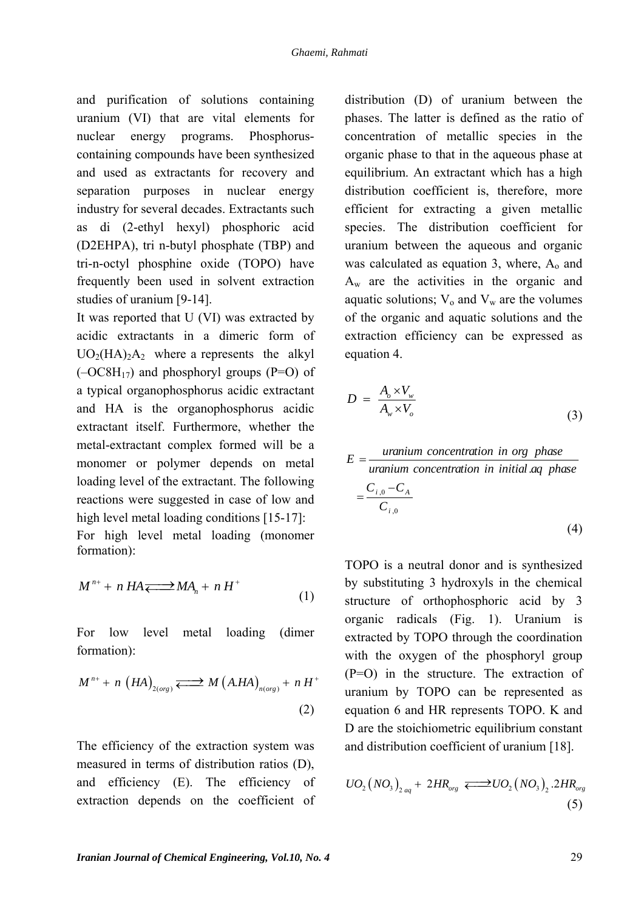and purification of solutions containing uranium (VI) that are vital elements for nuclear energy programs. Phosphorus-containing compounds have been synthesized and used as extractants for recovery and separation purposes in nuclear energy industry for several decades. Extractants such as di (2-ethyl hexyl) phosphoric acid (D2EHPA), tri n-butyl phosphate (TBP) and tri-n-octyl phosphine oxide (TOPO) have frequently been used in solvent extraction studies of uranium [9-14].

It was reported that U (VI) was extracted by acidic extractants in a dimeric form of $UO_2(HA)_2A_2$ where a represents the alkyl ($–OC8H_{17}$) and phosphoryl groups (P=O) of a typical organophosphorus acidic extractant and HA is the organophosphorus acidic extractant itself. Furthermore, whether the metal-extractant complex formed will be a monomer or polymer depends on metal loading level of the extractant. The following reactions were suggested in case of low and high level metal loading conditions [15-17]:

For high level metal loading (monomer formation):

$$M^{n+} + n\,HA \rightleftarrows MA_n + n\,H^+ \tag{1}$$

For low level metal loading (dimer formation):

$$M^{n+} + n\,(HA)_{2(org)} \rightleftarrows M\,(A.HA)_{n(org)} + n\,H^+ \tag{2}$$

The efficiency of the extraction system was measured in terms of distribution ratios (D), and efficiency (E). The efficiency of extraction depends on the coefficient of distribution (D) of uranium between the phases. The latter is defined as the ratio of concentration of metallic species in the organic phase to that in the aqueous phase at equilibrium. An extractant which has a high distribution coefficient is, therefore, more efficient for extracting a given metallic species. The distribution coefficient for uranium between the aqueous and organic was calculated as equation 3, where, $A_o$ and $A_w$ are the activities in the organic and aquatic solutions; $V_o$ and $V_w$ are the volumes of the organic and aquatic solutions and the extraction efficiency can be expressed as equation 4.

$$D = \frac{A_o \times V_w}{A_w \times V_o} \tag{3}$$

$$E = \frac{uranium\ concentration\ in\ org\ phase}{uranium\ concentration\ in\ initial.aq\ phase} = \frac{C_{i,0} - C_A}{C_{i,0}} \tag{4}$$

TOPO is a neutral donor and is synthesized by substituting 3 hydroxyls in the chemical structure of orthophosphoric acid by 3 organic radicals (Fig. 1). Uranium is extracted by TOPO through the coordination with the oxygen of the phosphoryl group (P=O) in the structure. The extraction of uranium by TOPO can be represented as equation 6 and HR represents TOPO. K and D are the stoichiometric equilibrium constant and distribution coefficient of uranium [18].

$$UO_2\left(NO_3\right)_{2\,aq} + 2HR_{org} \rightleftarrows UO_2\left(NO_3\right)_2.2HR_{org} \tag{5}$$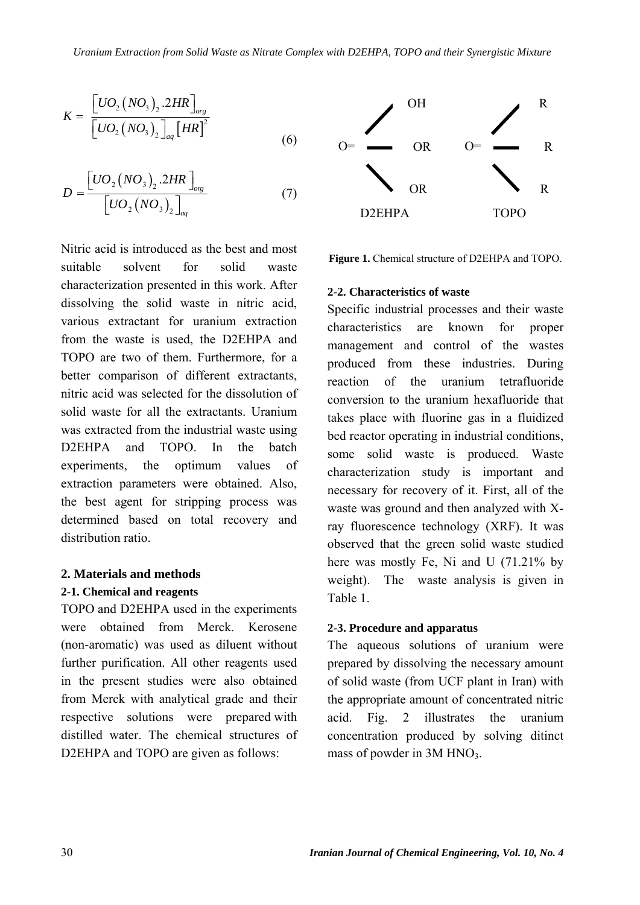$$K = \frac{\left[UO_2\left(NO_3\right)_2.2HR\right]_{org}}{\left[UO_2\left(NO_3\right)_2\right]_{aq}\left[HR\right]^2} \tag{6}$$

$$D = \frac{\left[UO_2\left(NO_3\right)_2.2HR\right]_{org}}{\left[UO_2\left(NO_3\right)_2\right]_{aq}} \tag{7}$$

Nitric acid is introduced as the best and most suitable solvent for solid waste characterization presented in this work. After dissolving the solid waste in nitric acid, various extractant for uranium extraction from the waste is used, the D2EHPA and TOPO are two of them. Furthermore, for a better comparison of different extractants, nitric acid was selected for the dissolution of solid waste for all the extractants. Uranium was extracted from the industrial waste using D2EHPA and TOPO. In the batch experiments, the optimum values of extraction parameters were obtained. Also, the best agent for stripping process was determined based on total recovery and distribution ratio.

## 2. Materials and methods

### 2-1. Chemical and reagents

TOPO and D2EHPA used in the experiments were obtained from Merck. Kerosene (non-aromatic) was used as diluent without further purification. All other reagents used in the present studies were also obtained from Merck with analytical grade and their respective solutions were prepared with distilled water. The chemical structures of D2EHPA and TOPO are given as follows:

OH
O= OR
OR
D2EHPA

R
O= R
R
TOPO

**Figure 1.** Chemical structure of D2EHPA and TOPO.

### 2-2. Characteristics of waste

Specific industrial processes and their waste characteristics are known for proper management and control of the wastes produced from these industries. During reaction of the uranium tetrafluoride conversion to the uranium hexafluoride that takes place with fluorine gas in a fluidized bed reactor operating in industrial conditions, some solid waste is produced. Waste characterization study is important and necessary for recovery of it. First, all of the waste was ground and then analyzed with X-ray fluorescence technology (XRF). It was observed that the green solid waste studied here was mostly Fe, Ni and U (71.21% by weight). The waste analysis is given in Table 1.

### 2-3. Procedure and apparatus

The aqueous solutions of uranium were prepared by dissolving the necessary amount of solid waste (from UCF plant in Iran) with the appropriate amount of concentrated nitric acid. Fig. 2 illustrates the uranium concentration produced by solving ditinct mass of powder in 3M $HNO_3$.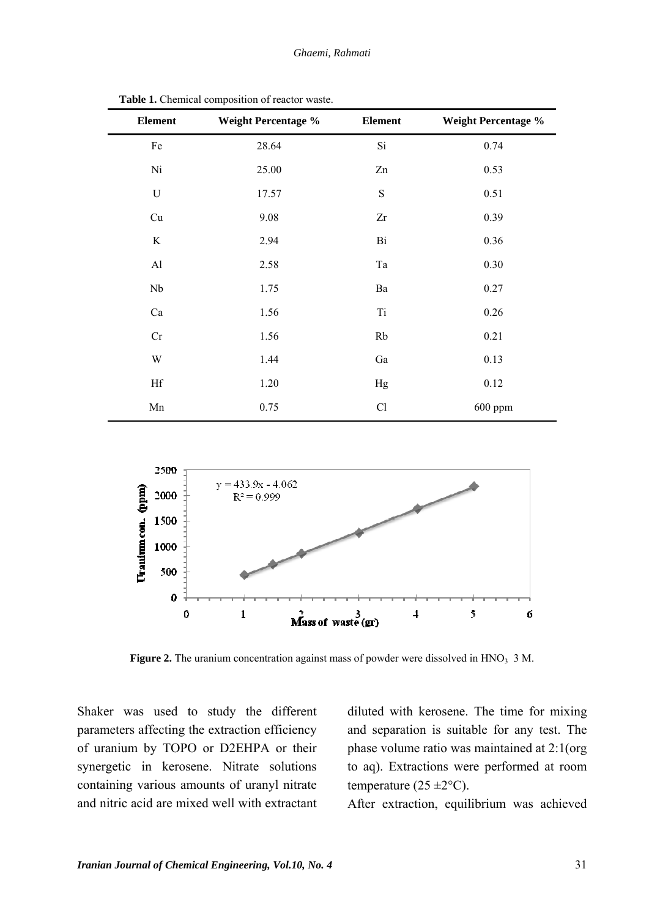**Table 1.** Chemical composition of reactor waste.

| Element | Weight Percentage % | Element | Weight Percentage % |
|---|---|---|---|
| Fe | 28.64 | Si | 0.74 |
| Ni | 25.00 | Zn | 0.53 |
| U | 17.57 | S | 0.51 |
| Cu | 9.08 | Zr | 0.39 |
| K | 2.94 | Bi | 0.36 |
| Al | 2.58 | Ta | 0.30 |
| Nb | 1.75 | Ba | 0.27 |
| Ca | 1.56 | Ti | 0.26 |
| Cr | 1.56 | Rb | 0.21 |
| W | 1.44 | Ga | 0.13 |
| Hf | 1.20 | Hg | 0.12 |
| Mn | 0.75 | Cl | 600 ppm |

$y = 433.9x - 4.062$
$R^2 = 0.999$

Uranium con. (ppm)

2500
2000
1500
1000
500
0

0 1 2 3 4 5 6

Mass of waste (gr)

**Figure 2.** The uranium concentration against mass of powder were dissolved in $HNO_3$ 3 M.

Shaker was used to study the different parameters affecting the extraction efficiency of uranium by TOPO or D2EHPA or their synergetic in kerosene. Nitrate solutions containing various amounts of uranyl nitrate and nitric acid are mixed well with extractant diluted with kerosene. The time for mixing and separation is suitable for any test. The phase volume ratio was maintained at 2:1(org to aq). Extractions were performed at room temperature (25 ±2°C).

After extraction, equilibrium was achieved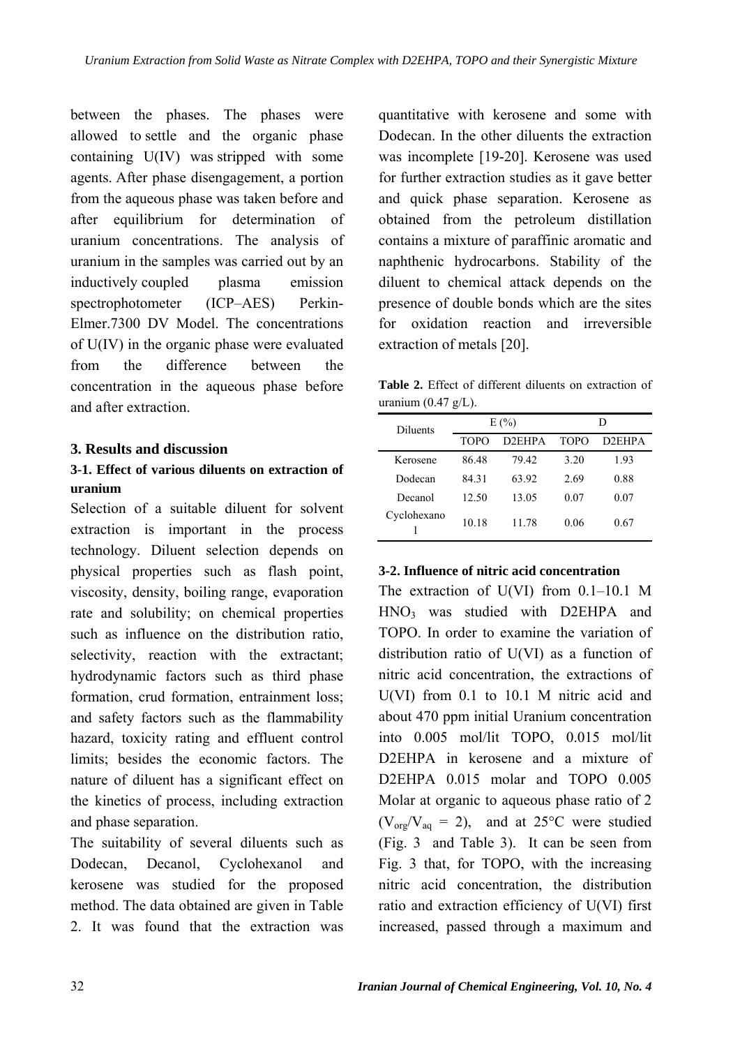between the phases. The phases were allowed to settle and the organic phase containing U(IV) was stripped with some agents. After phase disengagement, a portion from the aqueous phase was taken before and after equilibrium for determination of uranium concentrations. The analysis of uranium in the samples was carried out by an inductively coupled plasma emission spectrophotometer (ICP–AES) Perkin-Elmer.7300 DV Model. The concentrations of U(IV) in the organic phase were evaluated from the difference between the concentration in the aqueous phase before and after extraction.

## 3. Results and discussion

### 3-1. Effect of various diluents on extraction of uranium

Selection of a suitable diluent for solvent extraction is important in the process technology. Diluent selection depends on physical properties such as flash point, viscosity, density, boiling range, evaporation rate and solubility; on chemical properties such as influence on the distribution ratio, selectivity, reaction with the extractant; hydrodynamic factors such as third phase formation, crud formation, entrainment loss; and safety factors such as the flammability hazard, toxicity rating and effluent control limits; besides the economic factors. The nature of diluent has a significant effect on the kinetics of process, including extraction and phase separation.

The suitability of several diluents such as Dodecan, Decanol, Cyclohexanol and kerosene was studied for the proposed method. The data obtained are given in Table 2. It was found that the extraction was quantitative with kerosene and some with Dodecan. In the other diluents the extraction was incomplete [19-20]. Kerosene was used for further extraction studies as it gave better and quick phase separation. Kerosene as obtained from the petroleum distillation contains a mixture of paraffinic aromatic and naphthenic hydrocarbons. Stability of the diluent to chemical attack depends on the presence of double bonds which are the sites for oxidation reaction and irreversible extraction of metals [20].

**Table 2.** Effect of different diluents on extraction of uranium (0.47 g/L).

| Diluents | E (%) | | D | |
|---|---|---|---|---|
| | TOPO | D2EHPA | TOPO | D2EHPA |
| Kerosene | 86.48 | 79.42 | 3.20 | 1.93 |
| Dodecan | 84.31 | 63.92 | 2.69 | 0.88 |
| Decanol | 12.50 | 13.05 | 0.07 | 0.07 |
| Cyclohexanol | 10.18 | 11.78 | 0.06 | 0.67 |

### 3-2. Influence of nitric acid concentration

The extraction of U(VI) from 0.1–10.1 M $HNO_3$ was studied with D2EHPA and TOPO. In order to examine the variation of distribution ratio of U(VI) as a function of nitric acid concentration, the extractions of U(VI) from 0.1 to 10.1 M nitric acid and about 470 ppm initial Uranium concentration into 0.005 mol/lit TOPO, 0.015 mol/lit D2EHPA in kerosene and a mixture of D2EHPA 0.015 molar and TOPO 0.005 Molar at organic to aqueous phase ratio of 2 ($V_{org}/V_{aq}$ = 2), and at 25°C were studied (Fig. 3 and Table 3). It can be seen from Fig. 3 that, for TOPO, with the increasing nitric acid concentration, the distribution ratio and extraction efficiency of U(VI) first increased, passed through a maximum and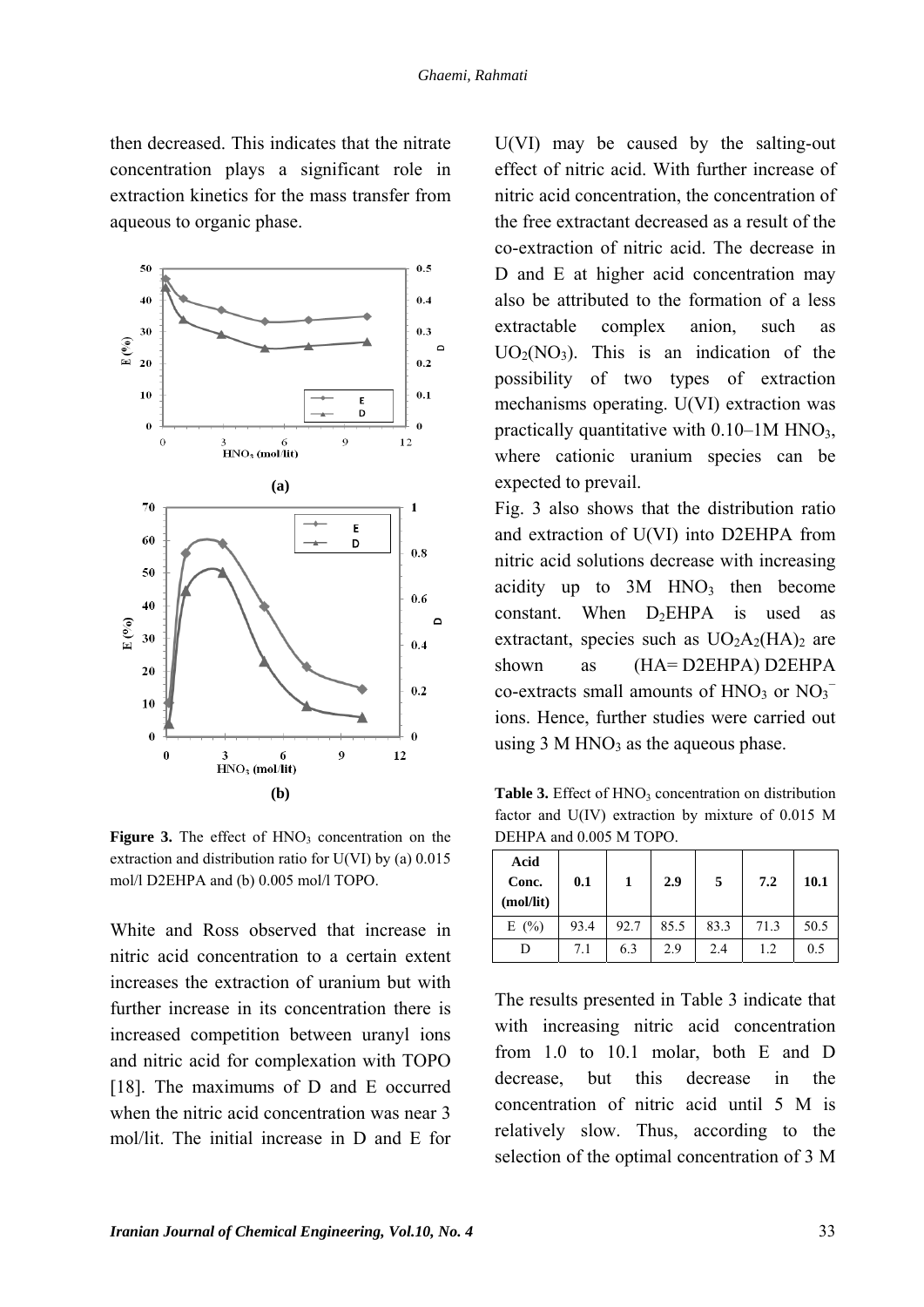then decreased. This indicates that the nitrate concentration plays a significant role in extraction kinetics for the mass transfer from aqueous to organic phase.

50
40
30
20
10
0
E (%)
0.5
0.4
0.3
0.2
0.1
0
D
0 3 6 9 12
$HNO_3$ (mol/lit)
E
D

**(a)**

70
60
50
40
30
20
10
0
E (%)
1
0.8
0.6
0.4
0.2
0
D
0 3 6 9 12
$HNO_3$ (mol/lit)
E
D

**(b)**

**Figure 3.** The effect of $HNO_3$ concentration on the extraction and distribution ratio for U(VI) by (a) 0.015 mol/l D2EHPA and (b) 0.005 mol/l TOPO.

White and Ross observed that increase in nitric acid concentration to a certain extent increases the extraction of uranium but with further increase in its concentration there is increased competition between uranyl ions and nitric acid for complexation with TOPO [18]. The maximums of D and E occurred when the nitric acid concentration was near 3 mol/lit. The initial increase in D and E for U(VI) may be caused by the salting-out effect of nitric acid. With further increase of nitric acid concentration, the concentration of the free extractant decreased as a result of the co-extraction of nitric acid. The decrease in D and E at higher acid concentration may also be attributed to the formation of a less extractable complex anion, such as $UO_2(NO_3)$. This is an indication of the possibility of two types of extraction mechanisms operating. U(VI) extraction was practically quantitative with 0.10–1M $HNO_3$, where cationic uranium species can be expected to prevail.

Fig. 3 also shows that the distribution ratio and extraction of U(VI) into D2EHPA from nitric acid solutions decrease with increasing acidity up to 3M $HNO_3$ then become constant. When $D_2EHPA$ is used as extractant, species such as $UO_2A_2(HA)_2$ are shown as (HA= D2EHPA) D2EHPA co-extracts small amounts of $HNO_3$ or $NO_3^-$ ions. Hence, further studies were carried out using 3 M $HNO_3$ as the aqueous phase.

**Table 3.** Effect of $HNO_3$ concentration on distribution factor and U(IV) extraction by mixture of 0.015 M DEHPA and 0.005 M TOPO.

| Acid Conc. (mol/lit) | 0.1 | 1 | 2.9 | 5 | 7.2 | 10.1 |
|---|---|---|---|---|---|---|
| E (%) | 93.4 | 92.7 | 85.5 | 83.3 | 71.3 | 50.5 |
| D | 7.1 | 6.3 | 2.9 | 2.4 | 1.2 | 0.5 |

The results presented in Table 3 indicate that with increasing nitric acid concentration from 1.0 to 10.1 molar, both E and D decrease, but this decrease in the concentration of nitric acid until 5 M is relatively slow. Thus, according to the selection of the optimal concentration of 3 M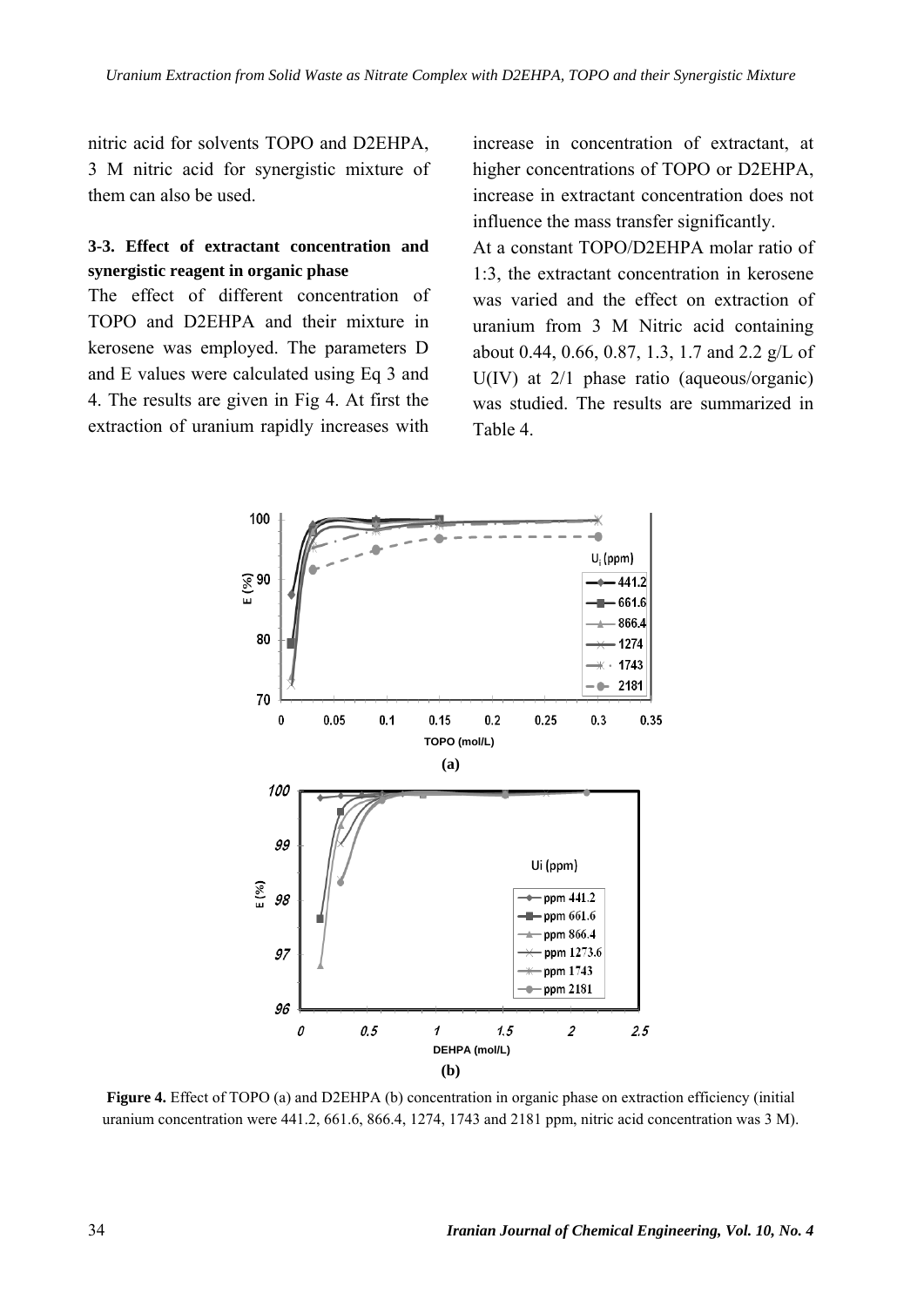nitric acid for solvents TOPO and D2EHPA, 3 M nitric acid for synergistic mixture of them can also be used.

### 3-3. Effect of extractant concentration and synergistic reagent in organic phase

The effect of different concentration of TOPO and D2EHPA and their mixture in kerosene was employed. The parameters D and E values were calculated using Eq 3 and 4. The results are given in Fig 4. At first the extraction of uranium rapidly increases with increase in concentration of extractant, at higher concentrations of TOPO or D2EHPA, increase in extractant concentration does not influence the mass transfer significantly.

At a constant TOPO/D2EHPA molar ratio of 1:3, the extractant concentration in kerosene was varied and the effect on extraction of uranium from 3 M Nitric acid containing about 0.44, 0.66, 0.87, 1.3, 1.7 and 2.2 g/L of U(IV) at 2/1 phase ratio (aqueous/organic) was studied. The results are summarized in Table 4.

E (%)

100
90
80
70

0
0.05
0.1
0.15
0.2
0.25
0.3
0.35

TOPO (mol/L)

$U_i$ (ppm)
441.2
661.6
866.4
1274
1743
2181

(a)

E (%)

100
99
98
97
96

0
0.5
1
1.5
2
2.5

DEHPA (mol/L)

Ui (ppm)
ppm 441.2
ppm 661.6
ppm 866.4
ppm 1273.6
ppm 1743
ppm 2181

(b)

**Figure 4.** Effect of TOPO (a) and D2EHPA (b) concentration in organic phase on extraction efficiency (initial uranium concentration were 441.2, 661.6, 866.4, 1274, 1743 and 2181 ppm, nitric acid concentration was 3 M).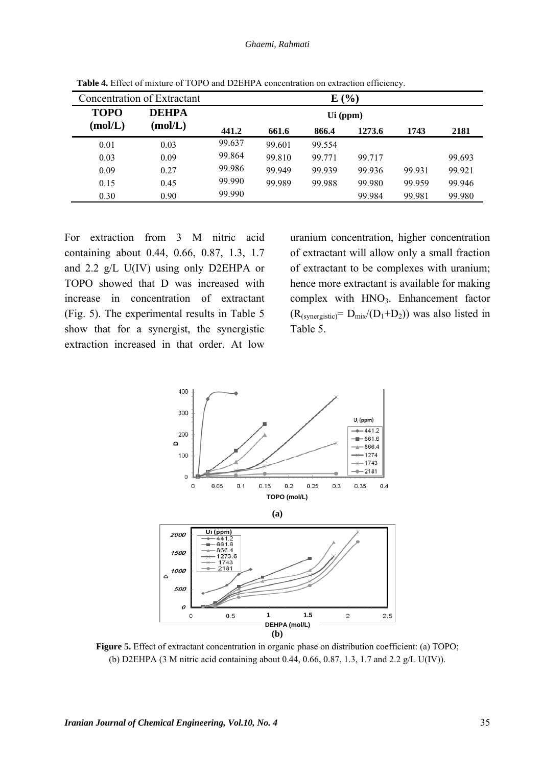**Table 4.** Effect of mixture of TOPO and D2EHPA concentration on extraction efficiency.

| Concentration of Extractant | | E (%) | | | | | |
|---|---|---|---|---|---|---|---|
| TOPO (mol/L) | DEHPA (mol/L) | Ui (ppm) | | | | | |
| | | 441.2 | 661.6 | 866.4 | 1273.6 | 1743 | 2181 |
| 0.01 | 0.03 | 99.637 | 99.601 | 99.554 | | | |
| 0.03 | 0.09 | 99.864 | 99.810 | 99.771 | 99.717 | | 99.693 |
| 0.09 | 0.27 | 99.986 | 99.949 | 99.939 | 99.936 | 99.931 | 99.921 |
| 0.15 | 0.45 | 99.990 | 99.989 | 99.988 | 99.980 | 99.959 | 99.946 |
| 0.30 | 0.90 | 99.990 | | | 99.984 | 99.981 | 99.980 |

For extraction from 3 M nitric acid containing about 0.44, 0.66, 0.87, 1.3, 1.7 and 2.2 g/L U(IV) using only D2EHPA or TOPO showed that D was increased with increase in concentration of extractant (Fig. 5). The experimental results in Table 5 show that for a synergist, the synergistic extraction increased in that order. At low uranium concentration, higher concentration of extractant will allow only a small fraction of extractant to be complexes with uranium; hence more extractant is available for making complex with $HNO_3$. Enhancement factor ($R_{(synergistic)} = D_{mix}/(D_1+D_2)$) was also listed in Table 5.

400
300
200
100
0
D
0 0.05 0.1 0.15 0.2 0.25 0.3 0.35 0.4
TOPO (mol/L)
Ui (ppm)
441.2
661.6
866.4
1274
1743
2181

**(a)**

2000
1500
1000
500
0
D
0 0.5 1 1.5 2 2.5
DEHPA (mol/L)
Ui (ppm)
441.2
661.6
866.4
1273.6
1743
2181

**(b)**

**Figure 5.** Effect of extractant concentration in organic phase on distribution coefficient: (a) TOPO; (b) D2EHPA (3 M nitric acid containing about 0.44, 0.66, 0.87, 1.3, 1.7 and 2.2 g/L U(IV)).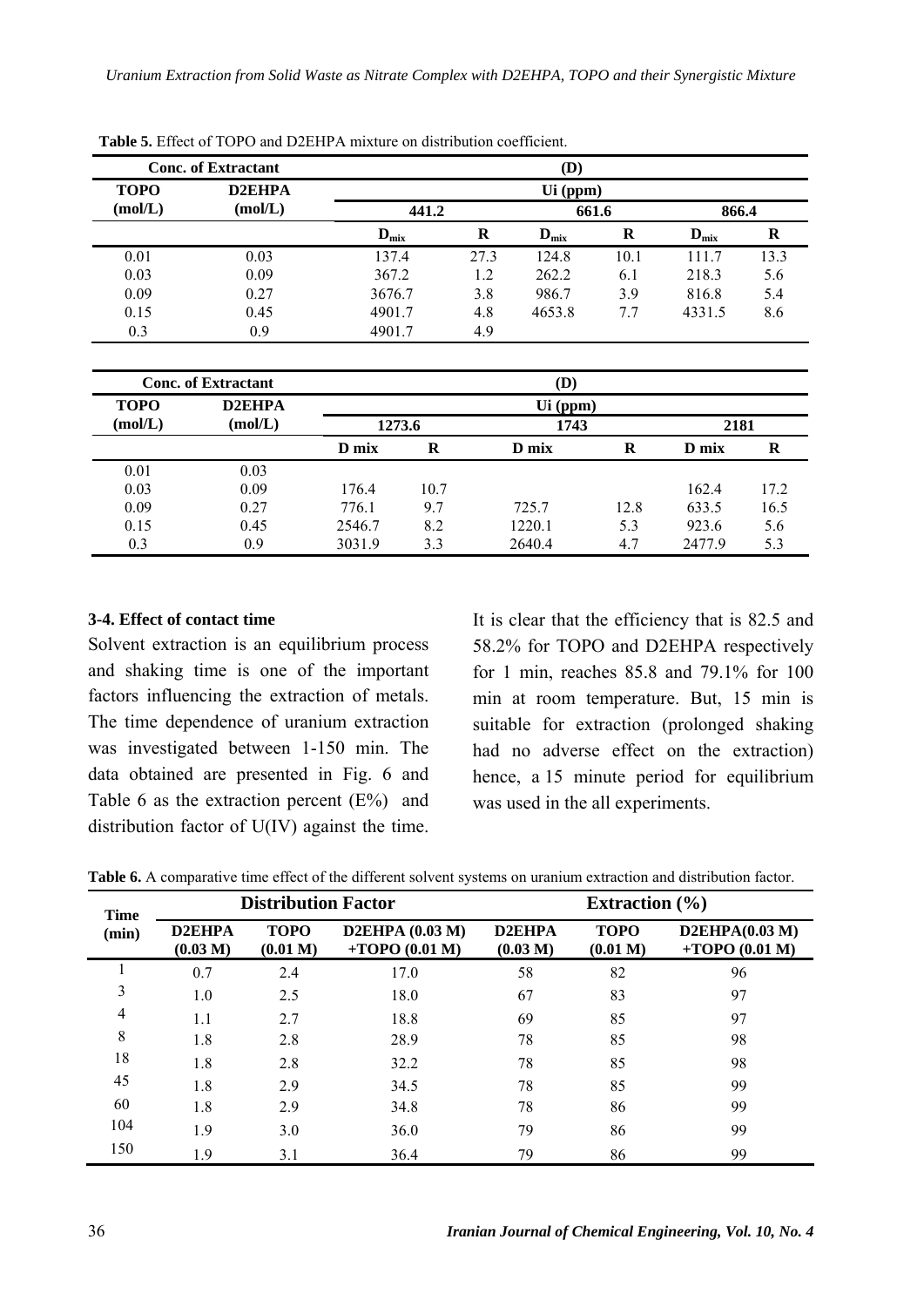**Table 5.** Effect of TOPO and D2EHPA mixture on distribution coefficient.

| Conc. of Extractant | | (D) | | | | | |
|---|---|---|---|---|---|---|---|
| TOPO (mol/L) | D2EHPA (mol/L) | Ui (ppm) | | | | | |
| | | 441.2 | | 661.6 | | 866.4 | |
| | | $D_{mix}$ | R | $D_{mix}$ | R | $D_{mix}$ | R |
| 0.01 | 0.03 | 137.4 | 27.3 | 124.8 | 10.1 | 111.7 | 13.3 |
| 0.03 | 0.09 | 367.2 | 1.2 | 262.2 | 6.1 | 218.3 | 5.6 |
| 0.09 | 0.27 | 3676.7 | 3.8 | 986.7 | 3.9 | 816.8 | 5.4 |
| 0.15 | 0.45 | 4901.7 | 4.8 | 4653.8 | 7.7 | 4331.5 | 8.6 |
| 0.3 | 0.9 | 4901.7 | 4.9 | | | | |

| Conc. of Extractant | | (D) | | | | | |
|---|---|---|---|---|---|---|---|
| TOPO (mol/L) | D2EHPA (mol/L) | Ui (ppm) | | | | | |
| | | 1273.6 | | 1743 | | 2181 | |
| | | D mix | R | D mix | R | D mix | R |
| 0.01 | 0.03 | | | | | | |
| 0.03 | 0.09 | 176.4 | 10.7 | | | 162.4 | 17.2 |
| 0.09 | 0.27 | 776.1 | 9.7 | 725.7 | 12.8 | 633.5 | 16.5 |
| 0.15 | 0.45 | 2546.7 | 8.2 | 1220.1 | 5.3 | 923.6 | 5.6 |
| 0.3 | 0.9 | 3031.9 | 3.3 | 2640.4 | 4.7 | 2477.9 | 5.3 |

### 3-4. Effect of contact time

Solvent extraction is an equilibrium process and shaking time is one of the important factors influencing the extraction of metals. The time dependence of uranium extraction was investigated between 1-150 min. The data obtained are presented in Fig. 6 and Table 6 as the extraction percent (E%) and distribution factor of U(IV) against the time. It is clear that the efficiency that is 82.5 and 58.2% for TOPO and D2EHPA respectively for 1 min, reaches 85.8 and 79.1% for 100 min at room temperature. But, 15 min is suitable for extraction (prolonged shaking had no adverse effect on the extraction) hence, a 15 minute period for equilibrium was used in the all experiments.

**Table 6.** A comparative time effect of the different solvent systems on uranium extraction and distribution factor.

| Time (min) | Distribution Factor | | | Extraction (%) | | |
|---|---|---|---|---|---|---|
| | D2EHPA (0.03 M) | TOPO (0.01 M) | D2EHPA (0.03 M) +TOPO (0.01 M) | D2EHPA (0.03 M) | TOPO (0.01 M) | D2EHPA(0.03 M) +TOPO (0.01 M) |
| 1 | 0.7 | 2.4 | 17.0 | 58 | 82 | 96 |
| 3 | 1.0 | 2.5 | 18.0 | 67 | 83 | 97 |
| 4 | 1.1 | 2.7 | 18.8 | 69 | 85 | 97 |
| 8 | 1.8 | 2.8 | 28.9 | 78 | 85 | 98 |
| 18 | 1.8 | 2.8 | 32.2 | 78 | 85 | 98 |
| 45 | 1.8 | 2.9 | 34.5 | 78 | 85 | 99 |
| 60 | 1.8 | 2.9 | 34.8 | 78 | 86 | 99 |
| 104 | 1.9 | 3.0 | 36.0 | 79 | 86 | 99 |
| 150 | 1.9 | 3.1 | 36.4 | 79 | 86 | 99 |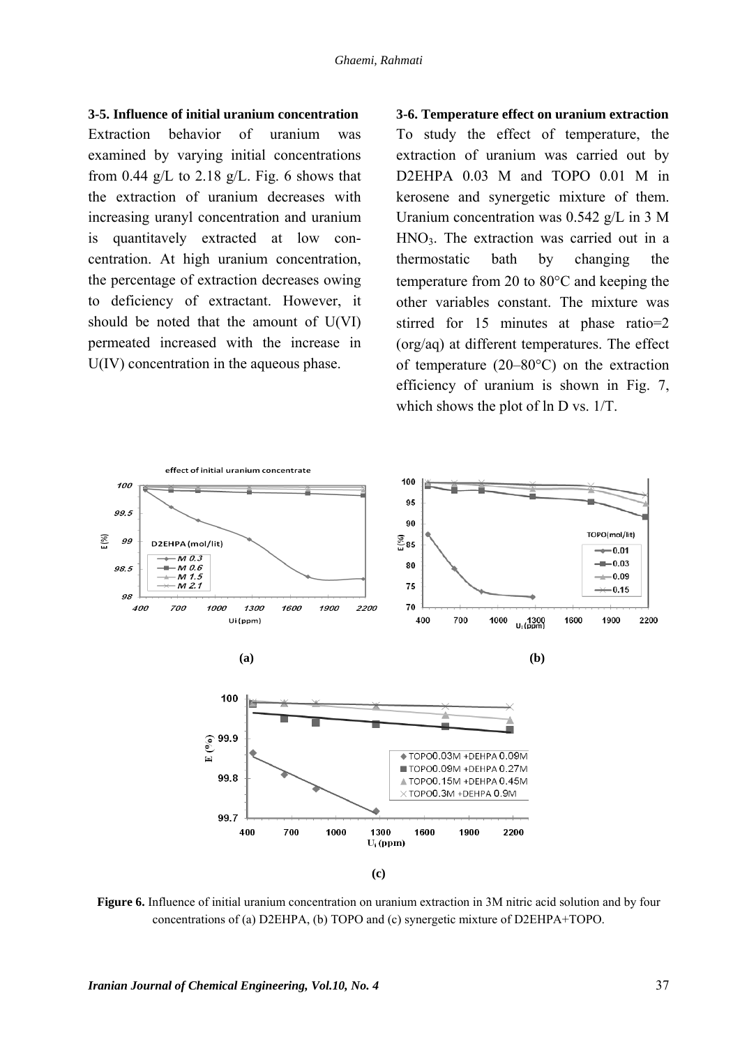### 3-5. Influence of initial uranium concentration

Extraction behavior of uranium was examined by varying initial concentrations from 0.44 g/L to 2.18 g/L. Fig. 6 shows that the extraction of uranium decreases with increasing uranyl concentration and uranium is quantitatively extracted at low concentration. At high uranium concentration, the percentage of extraction decreases owing to deficiency of extractant. However, it should be noted that the amount of U(VI) permeated increased with the increase in U(IV) concentration in the aqueous phase.

### 3-6. Temperature effect on uranium extraction

To study the effect of temperature, the extraction of uranium was carried out by D2EHPA 0.03 M and TOPO 0.01 M in kerosene and synergetic mixture of them. Uranium concentration was 0.542 g/L in 3 M $HNO_3$. The extraction was carried out in a thermostatic bath by changing the temperature from 20 to 80°C and keeping the other variables constant. The mixture was stirred for 15 minutes at phase ratio=2 (org/aq) at different temperatures. The effect of temperature (20–80°C) on the extraction efficiency of uranium is shown in Fig. 7, which shows the plot of ln D vs. 1/T.

effect of initial uranium concentrate

E(%)

100
99.5
99
98.5
98

D2EHPA (mol/lit)
M 0.3
M 0.6
M 1.5
M 2.1

400 700 1000 1300 1600 1900 2200

Ui (ppm)

(a)

E (%)

100
95
90
85
80
75
70

TOPO(mol/lit)
0.01
0.03
0.09
0.15

400 700 1000 1300 1600 1900 2200

$U_i$ (ppm)

(b)

E (%)

100
99.9
99.8
99.7

TOPO0.03M +DEHPA 0.09M
TOPO0.09M +DEHPA 0.27M
TOPO0.15M +DEHPA 0.45M
TOPO0.3M +DEHPA 0.9M

400 700 1000 1300 1600 1900 2200

$U_i$ (ppm)

(c)

**Figure 6.** Influence of initial uranium concentration on uranium extraction in 3M nitric acid solution and by four concentrations of (a) D2EHPA, (b) TOPO and (c) synergetic mixture of D2EHPA+TOPO.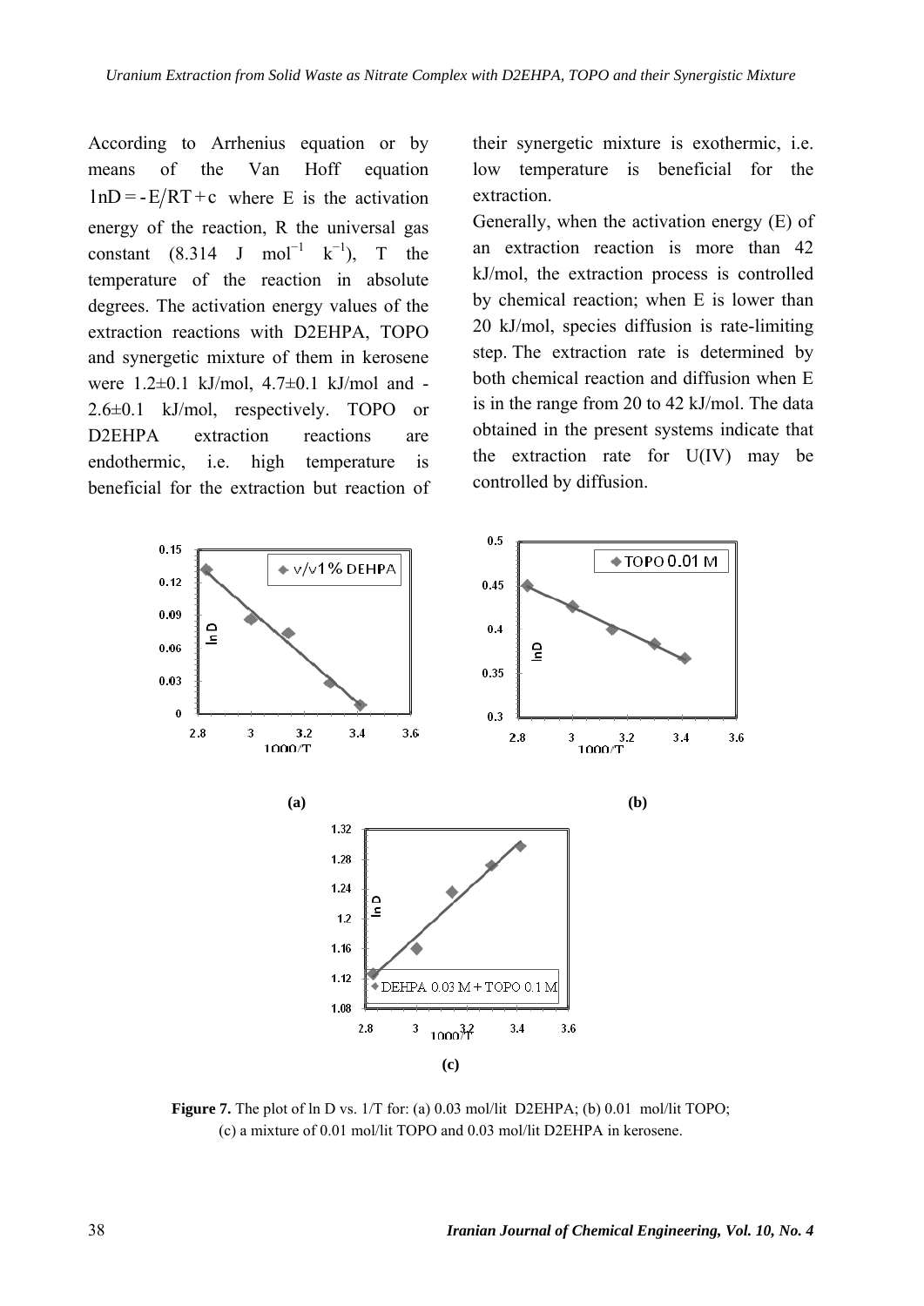According to Arrhenius equation or by means of the Van Hoff equation $\ln D = -E/RT + c$ where E is the activation energy of the reaction, R the universal gas constant (8.314 J $mol^{-1}$ $k^{-1}$), T the temperature of the reaction in absolute degrees. The activation energy values of the extraction reactions with D2EHPA, TOPO and synergetic mixture of them in kerosene were 1.2±0.1 kJ/mol, 4.7±0.1 kJ/mol and -2.6±0.1 kJ/mol, respectively. TOPO or D2EHPA extraction reactions are endothermic, i.e. high temperature is beneficial for the extraction but reaction of their synergetic mixture is exothermic, i.e. low temperature is beneficial for the extraction.

Generally, when the activation energy (E) of an extraction reaction is more than 42 kJ/mol, the extraction process is controlled by chemical reaction; when E is lower than 20 kJ/mol, species diffusion is rate-limiting step. The extraction rate is determined by both chemical reaction and diffusion when E is in the range from 20 to 42 kJ/mol. The data obtained in the present systems indicate that the extraction rate for U(IV) may be controlled by diffusion.

(a)

ln D

v/v1% DEHPA

0.15
0.12
0.09
0.06
0.03
0

2.8
3
3.2
3.4
3.6

1000/T

(b)

lnD

TOPO 0.01 M

0.5
0.45
0.4
0.35
0.3

2.8
3
3.2
3.4
3.6

1000/T

(c)

ln D

DEHPA 0.03 M + TOPO 0.1 M

1.32
1.28
1.24
1.2
1.16
1.12
1.08

2.8
3
3.2
3.4
3.6

1000/T

**Figure 7.** The plot of ln D vs. 1/T for: (a) 0.03 mol/lit D2EHPA; (b) 0.01 mol/lit TOPO; (c) a mixture of 0.01 mol/lit TOPO and 0.03 mol/lit D2EHPA in kerosene.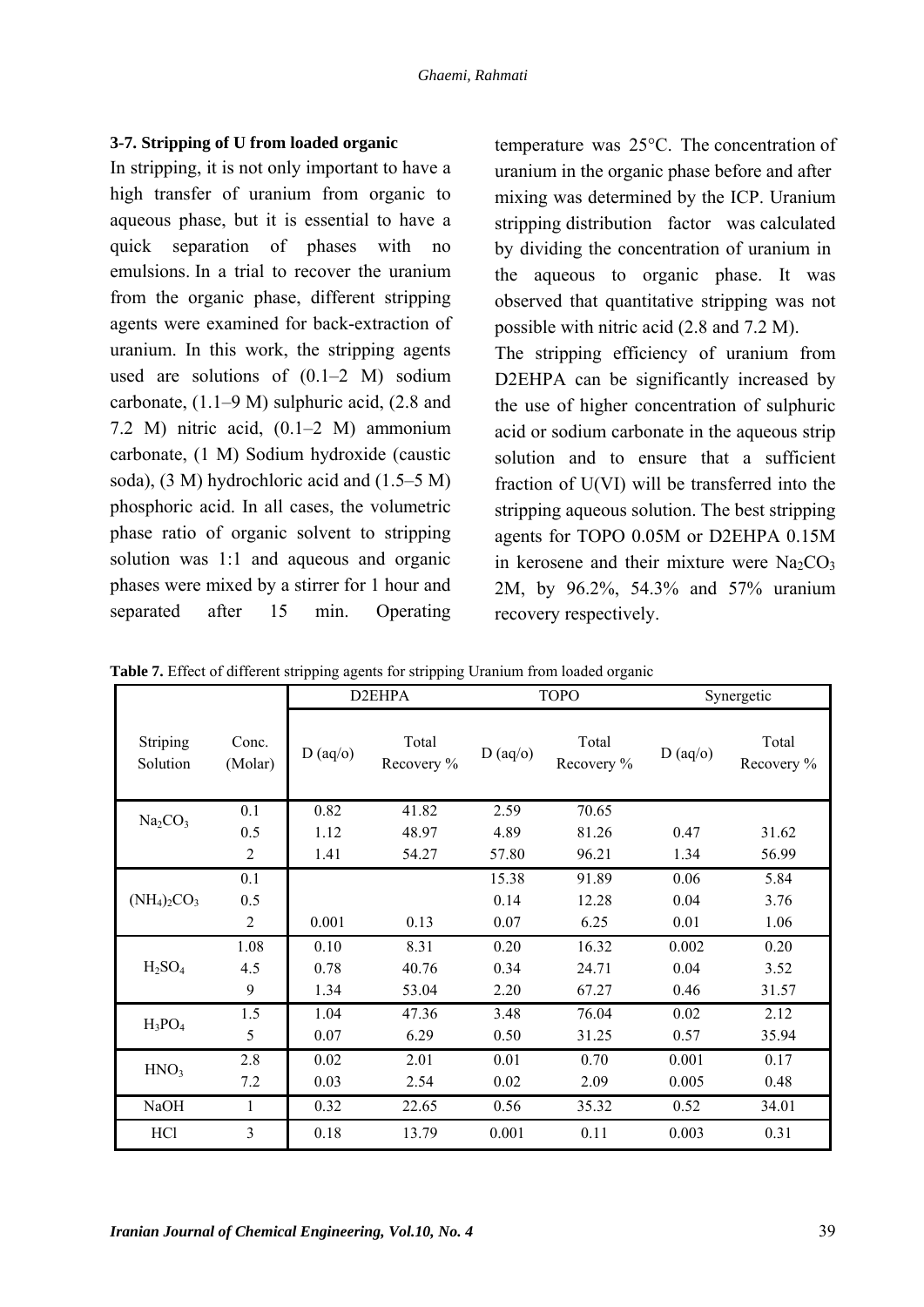### 3-7. Stripping of U from loaded organic

In stripping, it is not only important to have a high transfer of uranium from organic to aqueous phase, but it is essential to have a quick separation of phases with no emulsions. In a trial to recover the uranium from the organic phase, different stripping agents were examined for back-extraction of uranium. In this work, the stripping agents used are solutions of (0.1–2 M) sodium carbonate, (1.1–9 M) sulphuric acid, (2.8 and 7.2 M) nitric acid, (0.1–2 M) ammonium carbonate, (1 M) Sodium hydroxide (caustic soda), (3 M) hydrochloric acid and (1.5–5 M) phosphoric acid. In all cases, the volumetric phase ratio of organic solvent to stripping solution was 1:1 and aqueous and organic phases were mixed by a stirrer for 1 hour and separated after 15 min. Operating temperature was 25°C. The concentration of uranium in the organic phase before and after mixing was determined by the ICP. Uranium stripping distribution factor was calculated by dividing the concentration of uranium in the aqueous to organic phase. It was observed that quantitative stripping was not possible with nitric acid (2.8 and 7.2 M).

The stripping efficiency of uranium from D2EHPA can be significantly increased by the use of higher concentration of sulphuric acid or sodium carbonate in the aqueous strip solution and to ensure that a sufficient fraction of U(VI) will be transferred into the stripping aqueous solution. The best stripping agents for TOPO 0.05M or D2EHPA 0.15M in kerosene and their mixture were $Na_2CO_3$ 2M, by 96.2%, 54.3% and 57% uranium recovery respectively.

**Table 7.** Effect of different stripping agents for stripping Uranium from loaded organic

| Striping Solution | Conc. (Molar) | D2EHPA | | TOPO | | Synergetic | |
|---|---|---|---|---|---|---|---|
| | | D (aq/o) | Total Recovery % | D (aq/o) | Total Recovery % | D (aq/o) | Total Recovery % |
| $Na_2CO_3$ | 0.1 | 0.82 | 41.82 | 2.59 | 70.65 | | |
| | 0.5 | 1.12 | 48.97 | 4.89 | 81.26 | 0.47 | 31.62 |
| | 2 | 1.41 | 54.27 | 57.80 | 96.21 | 1.34 | 56.99 |
| $(NH_4)_2CO_3$ | 0.1 | | | 15.38 | 91.89 | 0.06 | 5.84 |
| | 0.5 | | | 0.14 | 12.28 | 0.04 | 3.76 |
| | 2 | 0.001 | 0.13 | 0.07 | 6.25 | 0.01 | 1.06 |
| $H_2SO_4$ | 1.08 | 0.10 | 8.31 | 0.20 | 16.32 | 0.002 | 0.20 |
| | 4.5 | 0.78 | 40.76 | 0.34 | 24.71 | 0.04 | 3.52 |
| | 9 | 1.34 | 53.04 | 2.20 | 67.27 | 0.46 | 31.57 |
| $H_3PO_4$ | 1.5 | 1.04 | 47.36 | 3.48 | 76.04 | 0.02 | 2.12 |
| | 5 | 0.07 | 6.29 | 0.50 | 31.25 | 0.57 | 35.94 |
| $HNO_3$ | 2.8 | 0.02 | 2.01 | 0.01 | 0.70 | 0.001 | 0.17 |
| | 7.2 | 0.03 | 2.54 | 0.02 | 2.09 | 0.005 | 0.48 |
| NaOH | 1 | 0.32 | 22.65 | 0.56 | 35.32 | 0.52 | 34.01 |
| HCl | 3 | 0.18 | 13.79 | 0.001 | 0.11 | 0.003 | 0.31 |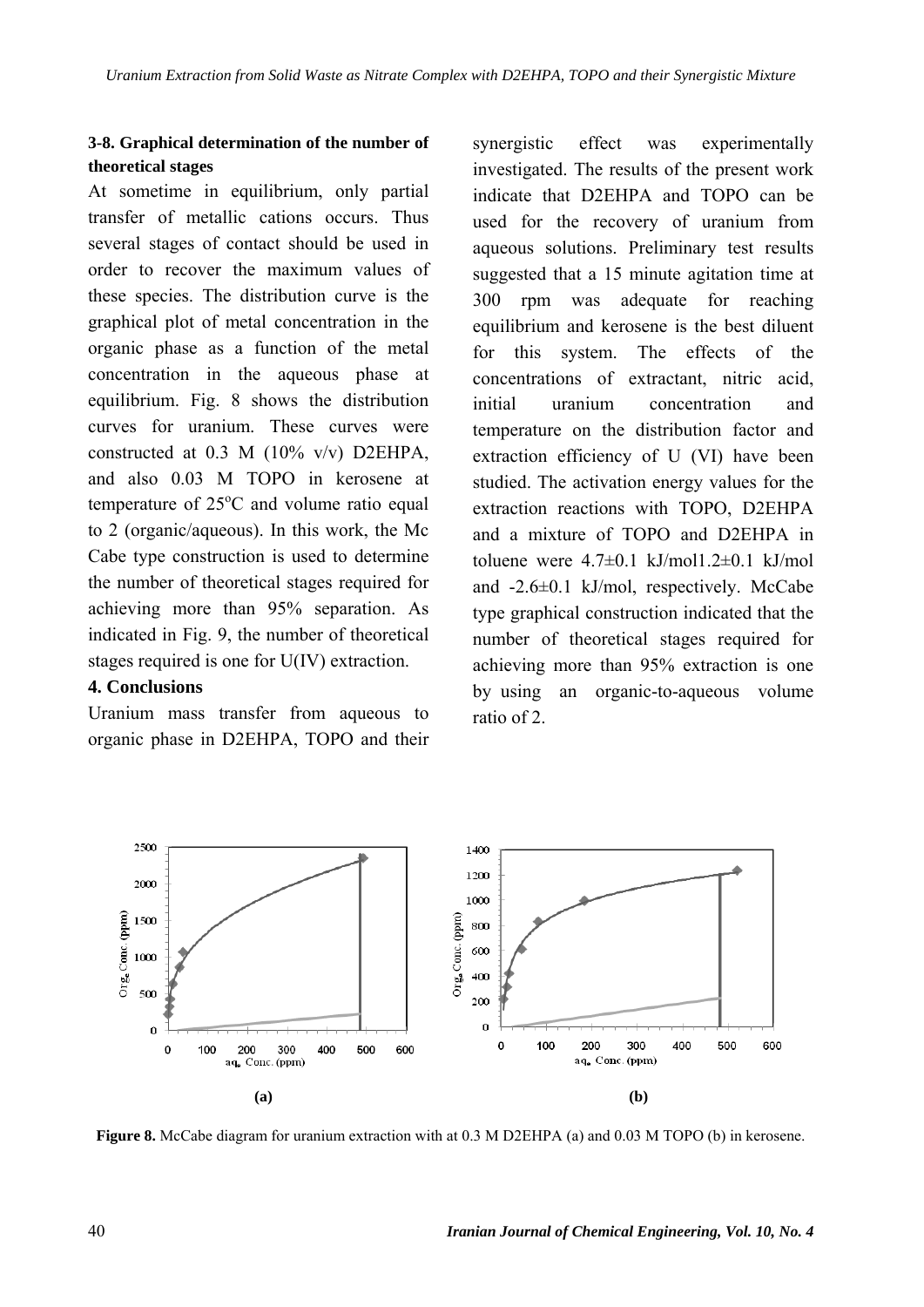### 3-8. Graphical determination of the number of theoretical stages

At sometime in equilibrium, only partial transfer of metallic cations occurs. Thus several stages of contact should be used in order to recover the maximum values of these species. The distribution curve is the graphical plot of metal concentration in the organic phase as a function of the metal concentration in the aqueous phase at equilibrium. Fig. 8 shows the distribution curves for uranium. These curves were constructed at 0.3 M (10% v/v) D2EHPA, and also 0.03 M TOPO in kerosene at temperature of 25$^oC$ and volume ratio equal to 2 (organic/aqueous). In this work, the Mc Cabe type construction is used to determine the number of theoretical stages required for achieving more than 95% separation. As indicated in Fig. 9, the number of theoretical stages required is one for U(IV) extraction.

## 4. Conclusions

Uranium mass transfer from aqueous to organic phase in D2EHPA, TOPO and their synergistic effect was experimentally investigated. The results of the present work indicate that D2EHPA and TOPO can be used for the recovery of uranium from aqueous solutions. Preliminary test results suggested that a 15 minute agitation time at 300 rpm was adequate for reaching equilibrium and kerosene is the best diluent for this system. The effects of the concentrations of extractant, nitric acid, initial uranium concentration and temperature on the distribution factor and extraction efficiency of U (VI) have been studied. The activation energy values for the extraction reactions with TOPO, D2EHPA and a mixture of TOPO and D2EHPA in toluene were 4.7±0.1 kJ/mol1.2±0.1 kJ/mol and -2.6±0.1 kJ/mol, respectively. McCabe type graphical construction indicated that the number of theoretical stages required for achieving more than 95% extraction is one by using an organic-to-aqueous volume ratio of 2.

(a)
Org. Conc. (ppm)
2500
2000
1500
1000
500
0
0 100 200 300 400 500 600
aq. Conc. (ppm)

(b)
Org. Conc. (ppm)
1400
1200
1000
800
600
400
200
0
0 100 200 300 400 500 600
aq. Conc. (ppm)

**Figure 8.** McCabe diagram for uranium extraction with at 0.3 M D2EHPA (a) and 0.03 M TOPO (b) in kerosene.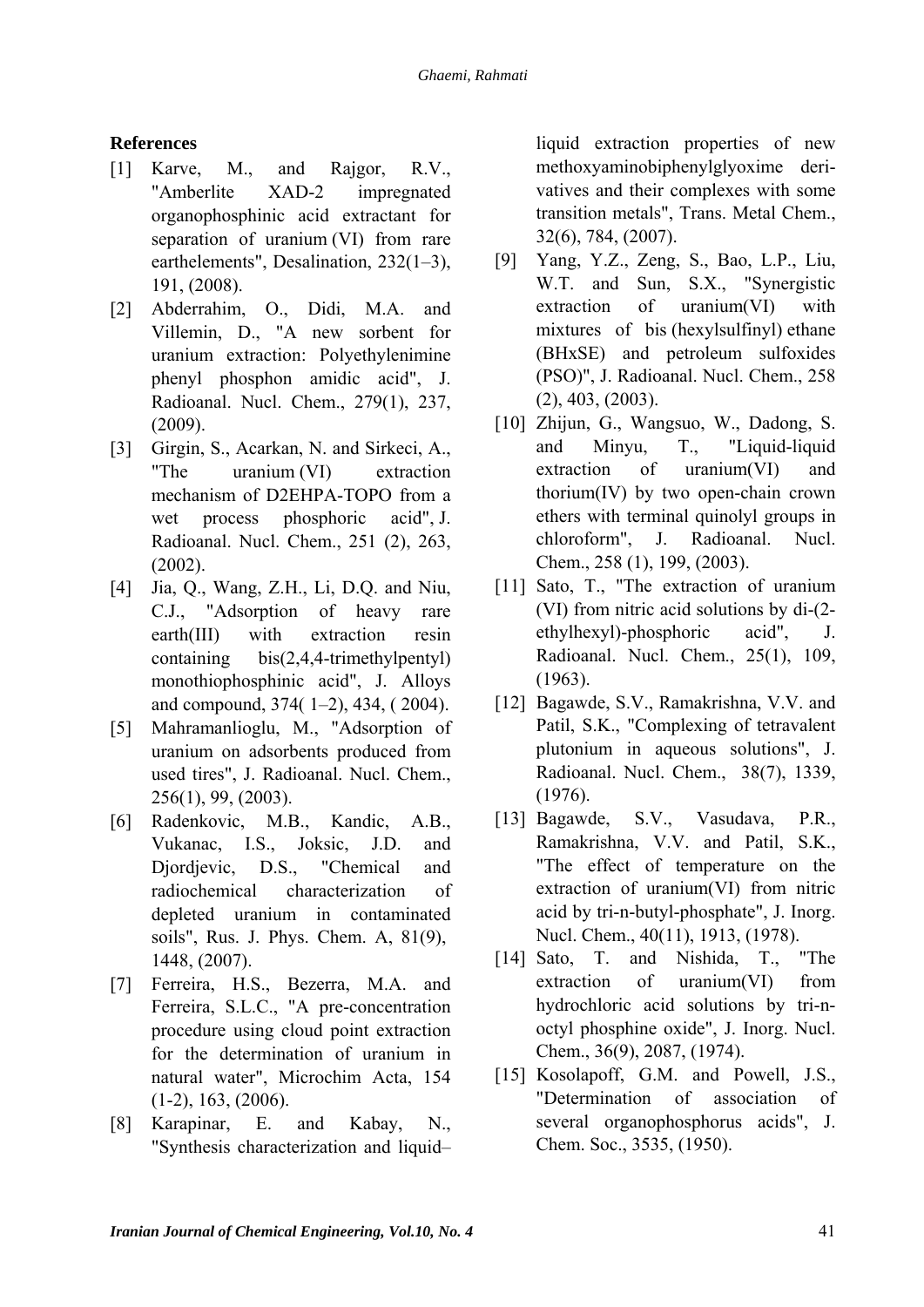## References

[1] Karve, M., and Rajgor, R.V., "Amberlite XAD-2 impregnated organophosphinic acid extractant for separation of uranium (VI) from rare earthelements", Desalination, 232(1–3), 191, (2008).

[2] Abderrahim, O., Didi, M.A. and Villemin, D., "A new sorbent for uranium extraction: Polyethylenimine phenyl phosphon amidic acid", J. Radioanal. Nucl. Chem., 279(1), 237, (2009).

[3] Girgin, S., Acarkan, N. and Sirkeci, A., "The uranium (VI) extraction mechanism of D2EHPA-TOPO from a wet process phosphoric acid", J. Radioanal. Nucl. Chem., 251 (2), 263, (2002).

[4] Jia, Q., Wang, Z.H., Li, D.Q. and Niu, C.J., "Adsorption of heavy rare earth(III) with extraction resin containing bis(2,4,4-trimethylpentyl) monothiophosphinic acid", J. Alloys and compound, 374( 1–2), 434, ( 2004).

[5] Mahramanlioglu, M., "Adsorption of uranium on adsorbents produced from used tires", J. Radioanal. Nucl. Chem., 256(1), 99, (2003).

[6] Radenkovic, M.B., Kandic, A.B., Vukanac, I.S., Joksic, J.D. and Djordjevic, D.S., "Chemical and radiochemical characterization of depleted uranium in contaminated soils", Rus. J. Phys. Chem. A, 81(9), 1448, (2007).

[7] Ferreira, H.S., Bezerra, M.A. and Ferreira, S.L.C., "A pre-concentration procedure using cloud point extraction for the determination of uranium in natural water", Microchim Acta, 154 (1-2), 163, (2006).

[8] Karapinar, E. and Kabay, N., "Synthesis characterization and liquid–liquid extraction properties of new methoxyaminobiphenylglyoxime derivatives and their complexes with some transition metals", Trans. Metal Chem., 32(6), 784, (2007).

[9] Yang, Y.Z., Zeng, S., Bao, L.P., Liu, W.T. and Sun, S.X., "Synergistic extraction of uranium(VI) with mixtures of bis (hexylsulfinyl) ethane (BHxSE) and petroleum sulfoxides (PSO)", J. Radioanal. Nucl. Chem., 258 (2), 403, (2003).

[10] Zhijun, G., Wangsuo, W., Dadong, S. and Minyu, T., "Liquid-liquid extraction of uranium(VI) and thorium(IV) by two open-chain crown ethers with terminal quinolyl groups in chloroform", J. Radioanal. Nucl. Chem., 258 (1), 199, (2003).

[11] Sato, T., "The extraction of uranium (VI) from nitric acid solutions by di-(2-ethylhexyl)-phosphoric acid", J. Radioanal. Nucl. Chem., 25(1), 109, (1963).

[12] Bagawde, S.V., Ramakrishna, V.V. and Patil, S.K., "Complexing of tetravalent plutonium in aqueous solutions", J. Radioanal. Nucl. Chem., 38(7), 1339, (1976).

[13] Bagawde, S.V., Vasudava, P.R., Ramakrishna, V.V. and Patil, S.K., "The effect of temperature on the extraction of uranium(VI) from nitric acid by tri-n-butyl-phosphate", J. Inorg. Nucl. Chem., 40(11), 1913, (1978).

[14] Sato, T. and Nishida, T., "The extraction of uranium(VI) from hydrochloric acid solutions by tri-n-octyl phosphine oxide", J. Inorg. Nucl. Chem., 36(9), 2087, (1974).

[15] Kosolapoff, G.M. and Powell, J.S., "Determination of association of several organophosphorus acids", J. Chem. Soc., 3535, (1950).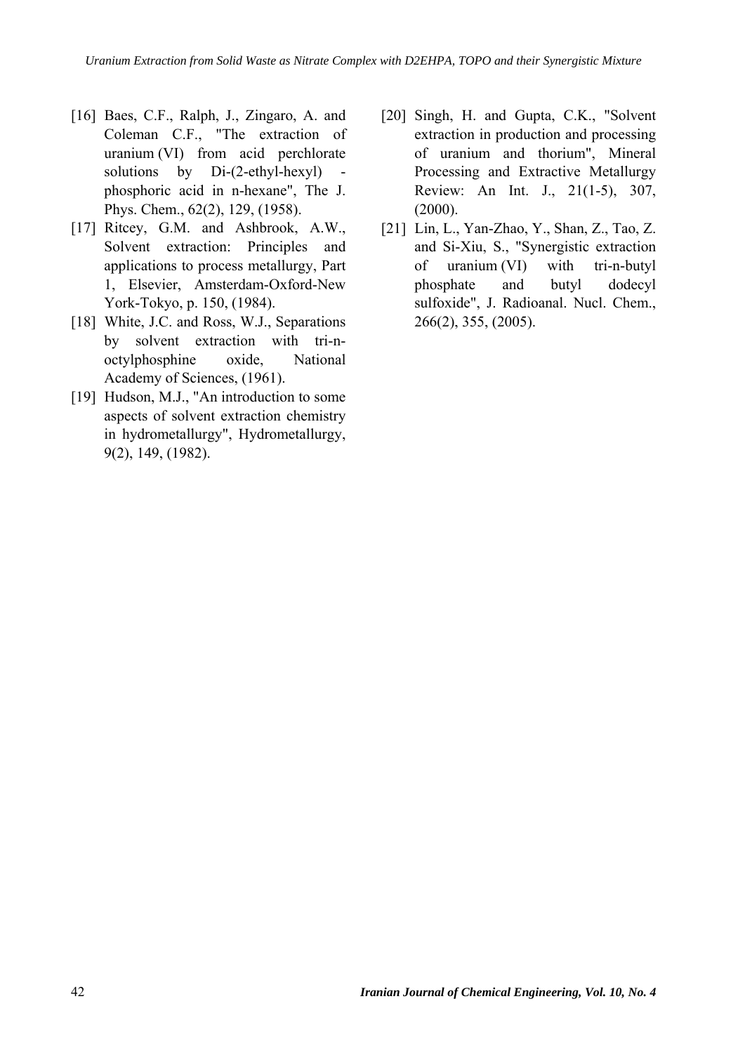[16] Baes, C.F., Ralph, J., Zingaro, A. and Coleman C.F., "The extraction of uranium (VI) from acid perchlorate solutions by Di-(2-ethyl-hexyl) - phosphoric acid in n-hexane", The J. Phys. Chem., 62(2), 129, (1958).

[17] Ritcey, G.M. and Ashbrook, A.W., Solvent extraction: Principles and applications to process metallurgy, Part 1, Elsevier, Amsterdam-Oxford-New York-Tokyo, p. 150, (1984).

[18] White, J.C. and Ross, W.J., Separations by solvent extraction with tri-n-octylphosphine oxide, National Academy of Sciences, (1961).

[19] Hudson, M.J., "An introduction to some aspects of solvent extraction chemistry in hydrometallurgy", Hydrometallurgy, 9(2), 149, (1982).

[20] Singh, H. and Gupta, C.K., "Solvent extraction in production and processing of uranium and thorium", Mineral Processing and Extractive Metallurgy Review: An Int. J., 21(1-5), 307, (2000).

[21] Lin, L., Yan-Zhao, Y., Shan, Z., Tao, Z. and Si-Xiu, S., "Synergistic extraction of uranium (VI) with tri-n-butyl phosphate and butyl dodecyl sulfoxide", J. Radioanal. Nucl. Chem., 266(2), 355, (2005).